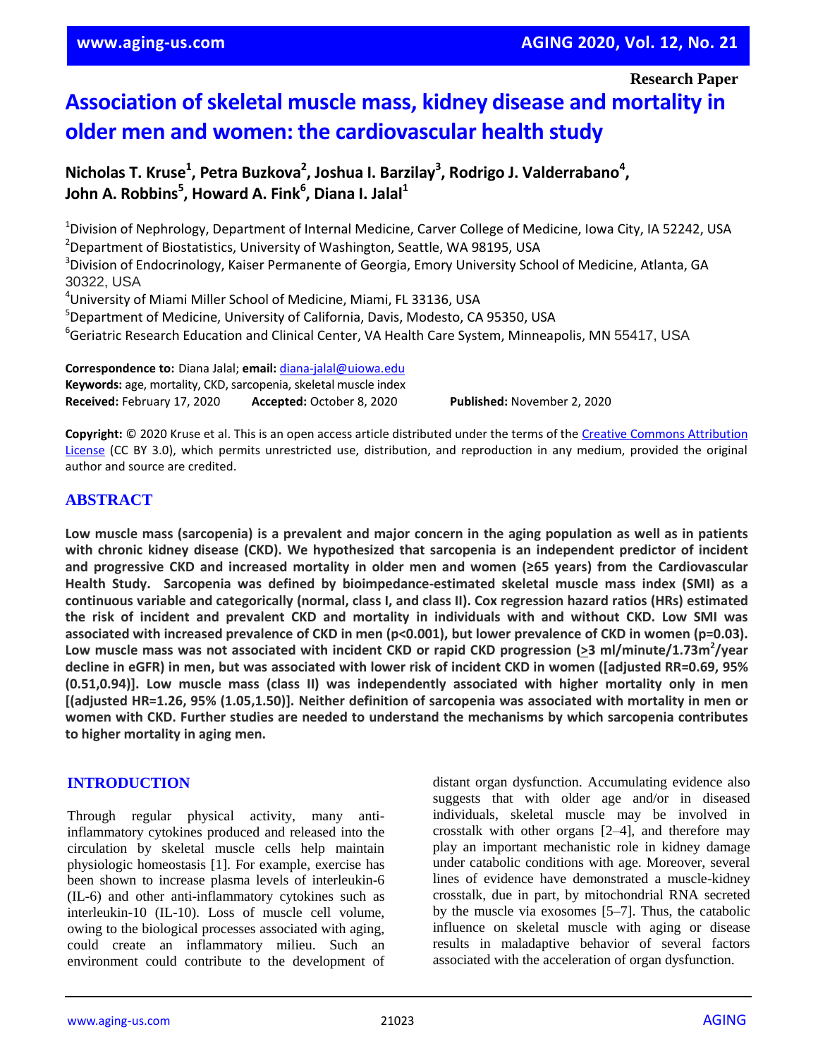Research Paper

# Association of skeletal muscle mass, kidney disease and mortality in older men and women: the cardiovascular health study

**Nicholas T. Kruse[1], Petra Buzkova[2], Joshua I. Barzilay[3], Rodrigo J. Valderrabano[4], John A. Robbins[5], Howard A. Fink[6], Diana I. Jalal[1]**

[1]Division of Nephrology, Department of Internal Medicine, Carver College of Medicine, Iowa City, IA 52242, USA
[2]Department of Biostatistics, University of Washington, Seattle, WA 98195, USA
[3]Division of Endocrinology, Kaiser Permanente of Georgia, Emory University School of Medicine, Atlanta, GA 30322, USA
[4]University of Miami Miller School of Medicine, Miami, FL 33136, USA
[5]Department of Medicine, University of California, Davis, Modesto, CA 95350, USA
[6]Geriatric Research Education and Clinical Center, VA Health Care System, Minneapolis, MN 55417, USA

**Correspondence to:** Diana Jalal; **email:** diana-jalal@uiowa.edu
**Keywords:** age, mortality, CKD, sarcopenia, skeletal muscle index
**Received:** February 17, 2020 **Accepted:** October 8, 2020 **Published:** November 2, 2020

**Copyright:** © 2020 Kruse et al. This is an open access article distributed under the terms of the Creative Commons Attribution License (CC BY 3.0), which permits unrestricted use, distribution, and reproduction in any medium, provided the original author and source are credited.

## ABSTRACT

**Low muscle mass (sarcopenia) is a prevalent and major concern in the aging population as well as in patients with chronic kidney disease (CKD). We hypothesized that sarcopenia is an independent predictor of incident and progressive CKD and increased mortality in older men and women (≥65 years) from the Cardiovascular Health Study. Sarcopenia was defined by bioimpedance-estimated skeletal muscle mass index (SMI) as a continuous variable and categorically (normal, class I, and class II). Cox regression hazard ratios (HRs) estimated the risk of incident and prevalent CKD and mortality in individuals with and without CKD. Low SMI was associated with increased prevalence of CKD in men ($p<0.001$), but lower prevalence of CKD in women ($p=0.03$). Low muscle mass was not associated with incident CKD or rapid CKD progression (≥3 ml/minute/1.73m$^2$/year decline in eGFR) in men, but was associated with lower risk of incident CKD in women ([adjusted RR=0.69, 95% (0.51,0.94)]. Low muscle mass (class II) was independently associated with higher mortality only in men [(adjusted HR=1.26, 95% (1.05,1.50)]. Neither definition of sarcopenia was associated with mortality in men or women with CKD. Further studies are needed to understand the mechanisms by which sarcopenia contributes to higher mortality in aging men.**

## INTRODUCTION

Through regular physical activity, many anti-inflammatory cytokines produced and released into the circulation by skeletal muscle cells help maintain physiologic homeostasis [1]. For example, exercise has been shown to increase plasma levels of interleukin-6 (IL-6) and other anti-inflammatory cytokines such as interleukin-10 (IL-10). Loss of muscle cell volume, owing to the biological processes associated with aging, could create an inflammatory milieu. Such an environment could contribute to the development of distant organ dysfunction. Accumulating evidence also suggests that with older age and/or in diseased individuals, skeletal muscle may be involved in crosstalk with other organs [2–4], and therefore may play an important mechanistic role in kidney damage under catabolic conditions with age. Moreover, several lines of evidence have demonstrated a muscle-kidney crosstalk, due in part, by mitochondrial RNA secreted by the muscle via exosomes [5–7]. Thus, the catabolic influence on skeletal muscle with aging or disease results in maladaptive behavior of several factors associated with the acceleration of organ dysfunction.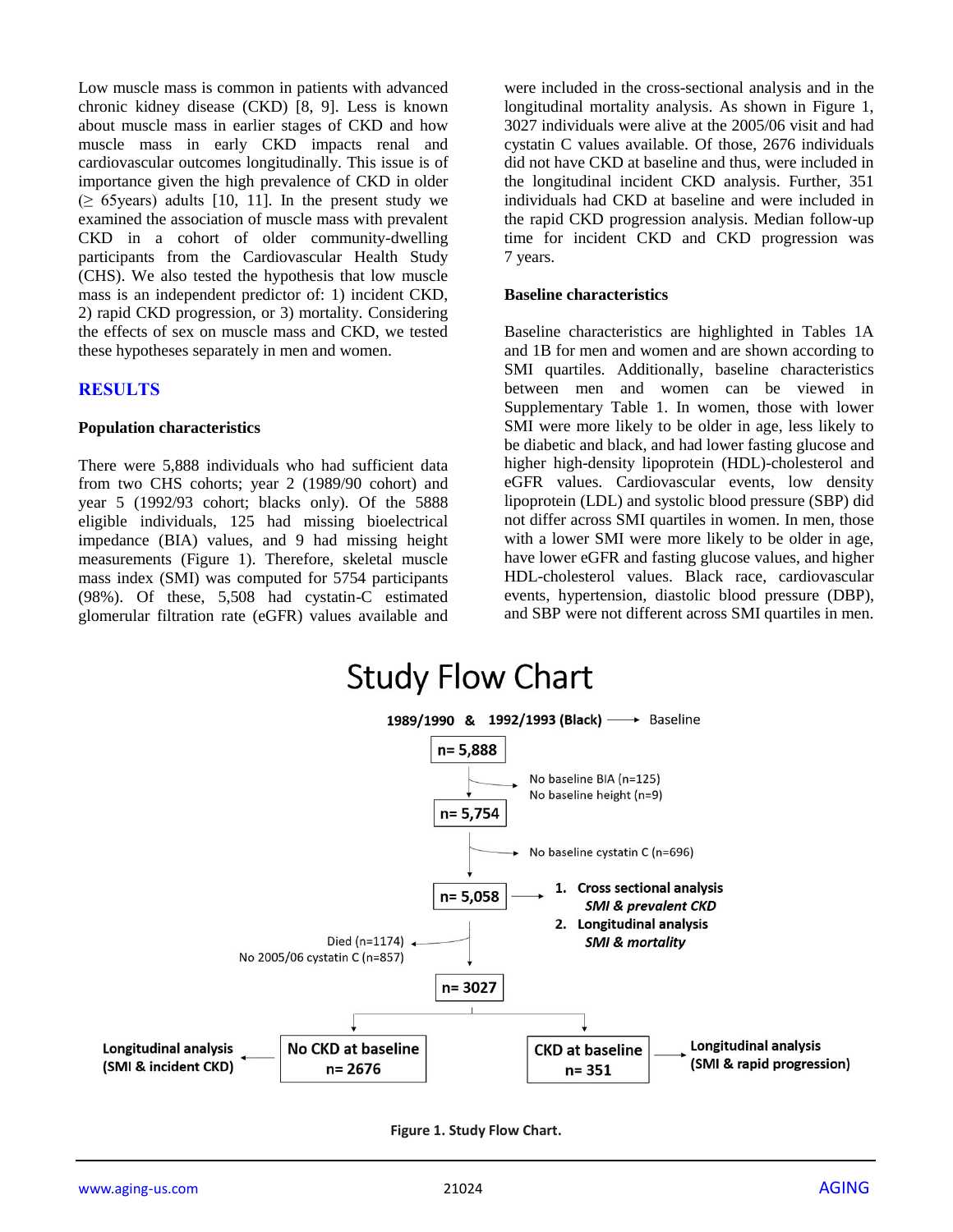Low muscle mass is common in patients with advanced chronic kidney disease (CKD) [8, 9]. Less is known about muscle mass in earlier stages of CKD and how muscle mass in early CKD impacts renal and cardiovascular outcomes longitudinally. This issue is of importance given the high prevalence of CKD in older (≥ 65years) adults [10, 11]. In the present study we examined the association of muscle mass with prevalent CKD in a cohort of older community-dwelling participants from the Cardiovascular Health Study (CHS). We also tested the hypothesis that low muscle mass is an independent predictor of: 1) incident CKD, 2) rapid CKD progression, or 3) mortality. Considering the effects of sex on muscle mass and CKD, we tested these hypotheses separately in men and women.

## RESULTS

### Population characteristics

There were 5,888 individuals who had sufficient data from two CHS cohorts; year 2 (1989/90 cohort) and year 5 (1992/93 cohort; blacks only). Of the 5888 eligible individuals, 125 had missing bioelectrical impedance (BIA) values, and 9 had missing height measurements (Figure 1). Therefore, skeletal muscle mass index (SMI) was computed for 5754 participants (98%). Of these, 5,508 had cystatin-C estimated glomerular filtration rate (eGFR) values available and were included in the cross-sectional analysis and in the longitudinal mortality analysis. As shown in Figure 1, 3027 individuals were alive at the 2005/06 visit and had cystatin C values available. Of those, 2676 individuals did not have CKD at baseline and thus, were included in the longitudinal incident CKD analysis. Further, 351 individuals had CKD at baseline and were included in the rapid CKD progression analysis. Median follow-up time for incident CKD and CKD progression was 7 years.

### Baseline characteristics

Baseline characteristics are highlighted in Tables 1A and 1B for men and women and are shown according to SMI quartiles. Additionally, baseline characteristics between men and women can be viewed in Supplementary Table 1. In women, those with lower SMI were more likely to be older in age, less likely to be diabetic and black, and had lower fasting glucose and higher high-density lipoprotein (HDL)-cholesterol and eGFR values. Cardiovascular events, low density lipoprotein (LDL) and systolic blood pressure (SBP) did not differ across SMI quartiles in women. In men, those with a lower SMI were more likely to be older in age, have lower eGFR and fasting glucose values, and higher HDL-cholesterol values. Black race, cardiovascular events, hypertension, diastolic blood pressure (DBP), and SBP were not different across SMI quartiles in men.

**Study Flow Chart**

- 1989/1990 & 1992/1993 (Black) → Baseline
- n= 5,888
  - No baseline BIA (n=125)
  - No baseline height (n=9)
- n= 5,754
  - No baseline cystatin C (n=696)
- n= 5,058 →
  1. Cross sectional analysis — *SMI & prevalent CKD*
  2. Longitudinal analysis — *SMI & mortality*
  - Died (n=1174)
  - No 2005/06 cystatin C (n=857)
- n= 3027
  - No CKD at baseline n= 2676 → Longitudinal analysis (SMI & incident CKD)
  - CKD at baseline n= 351 → Longitudinal analysis (SMI & rapid progression)

**Figure 1. Study Flow Chart.**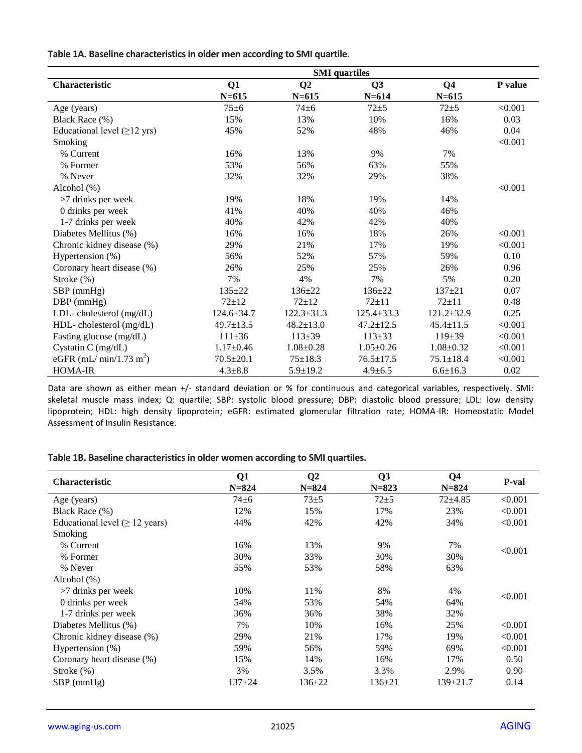**Table 1A. Baseline characteristics in older men according to SMI quartile.**

| Characteristic | SMI quartiles | | | | P value |
|---|---|---|---|---|---|
| | Q1 N=615 | Q2 N=615 | Q3 N=614 | Q4 N=615 | |
| Age (years) | 75±6 | 74±6 | 72±5 | 72±5 | <0.001 |
| Black Race (%) | 15% | 13% | 10% | 16% | 0.03 |
| Educational level (≥12 yrs) | 45% | 52% | 48% | 46% | 0.04 |
| Smoking | | | | | <0.001 |
| % Current | 16% | 13% | 9% | 7% | |
| % Former | 53% | 56% | 63% | 55% | |
| % Never | 32% | 32% | 29% | 38% | |
| Alcohol (%) | | | | | <0.001 |
| >7 drinks per week | 19% | 18% | 19% | 14% | |
| 0 drinks per week | 41% | 40% | 40% | 46% | |
| 1-7 drinks per week | 40% | 42% | 42% | 40% | |
| Diabetes Mellitus (%) | 16% | 16% | 18% | 26% | <0.001 |
| Chronic kidney disease (%) | 29% | 21% | 17% | 19% | <0.001 |
| Hypertension (%) | 56% | 52% | 57% | 59% | 0.10 |
| Coronary heart disease (%) | 26% | 25% | 25% | 26% | 0.96 |
| Stroke (%) | 7% | 4% | 7% | 5% | 0.20 |
| SBP (mmHg) | 135±22 | 136±22 | 136±22 | 137±21 | 0.07 |
| DBP (mmHg) | 72±12 | 72±12 | 72±11 | 72±11 | 0.48 |
| LDL- cholesterol (mg/dL) | 124.6±34.7 | 122.3±31.3 | 125.4±33.3 | 121.2±32.9 | 0.25 |
| HDL- cholesterol (mg/dL) | 49.7±13.5 | 48.2±13.0 | 47.2±12.5 | 45.4±11.5 | <0.001 |
| Fasting glucose (mg/dL) | 111±36 | 113±39 | 113±33 | 119±39 | <0.001 |
| Cystatin C (mg/dL) | 1.17±0.46 | 1.08±0.28 | 1.05±0.26 | 1.08±0.32 | <0.001 |
| eGFR (mL/ min/1.73 $m^2$) | 70.5±20.1 | 75±18.3 | 76.5±17.5 | 75.1±18.4 | <0.001 |
| HOMA-IR | 4.3±8.8 | 5.9±19.2 | 4.9±6.5 | 6.6±16.3 | 0.02 |

Data are shown as either mean +/- standard deviation or % for continuous and categorical variables, respectively. SMI: skeletal muscle mass index; Q: quartile; SBP: systolic blood pressure; DBP: diastolic blood pressure; LDL: low density lipoprotein; HDL: high density lipoprotein; eGFR: estimated glomerular filtration rate; HOMA-IR: Homeostatic Model Assessment of Insulin Resistance.

**Table 1B. Baseline characteristics in older women according to SMI quartiles.**

| Characteristic | Q1 N=824 | Q2 N=824 | Q3 N=823 | Q4 N=824 | P-val |
|---|---|---|---|---|---|
| Age (years) | 74±6 | 73±5 | 72±5 | 72±4.85 | <0.001 |
| Black Race (%) | 12% | 15% | 17% | 23% | <0.001 |
| Educational level (≥ 12 years) | 44% | 42% | 42% | 34% | <0.001 |
| Smoking | | | | | |
| % Current | 16% | 13% | 9% | 7% | <0.001 |
| % Former | 30% | 33% | 30% | 30% | |
| % Never | 55% | 53% | 58% | 63% | |
| Alcohol (%) | | | | | |
| >7 drinks per week | 10% | 11% | 8% | 4% | <0.001 |
| 0 drinks per week | 54% | 53% | 54% | 64% | |
| 1-7 drinks per week | 36% | 36% | 38% | 32% | |
| Diabetes Mellitus (%) | 7% | 10% | 16% | 25% | <0.001 |
| Chronic kidney disease (%) | 29% | 21% | 17% | 19% | <0.001 |
| Hypertension (%) | 59% | 56% | 59% | 69% | <0.001 |
| Coronary heart disease (%) | 15% | 14% | 16% | 17% | 0.50 |
| Stroke (%) | 3% | 3.5% | 3.3% | 2.9% | 0.90 |
| SBP (mmHg) | 137±24 | 136±22 | 136±21 | 139±21.7 | 0.14 |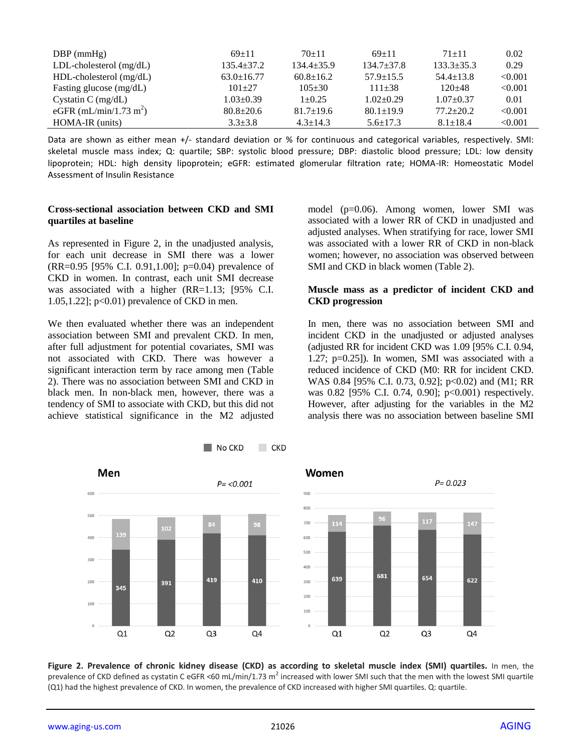| DBP (mmHg) | 69±11 | 70±11 | 69±11 | 71±11 | 0.02 |
|---|---|---|---|---|---|
| LDL-cholesterol (mg/dL) | 135.4±37.2 | 134.4±35.9 | 134.7±37.8 | 133.3±35.3 | 0.29 |
| HDL-cholesterol (mg/dL) | 63.0±16.77 | 60.8±16.2 | 57.9±15.5 | 54.4±13.8 | <0.001 |
| Fasting glucose (mg/dL) | 101±27 | 105±30 | 111±38 | 120±48 | <0.001 |
| Cystatin C (mg/dL) | 1.03±0.39 | 1±0.25 | 1.02±0.29 | 1.07±0.37 | 0.01 |
| eGFR (mL/min/1.73 $m^2$) | 80.8±20.6 | 81.7±19.6 | 80.1±19.9 | 77.2±20.2 | <0.001 |
| HOMA-IR (units) | 3.3±3.8 | 4.3±14.3 | 5.6±17.3 | 8.1±18.4 | <0.001 |

Data are shown as either mean +/- standard deviation or % for continuous and categorical variables, respectively. SMI: skeletal muscle mass index; Q: quartile; SBP: systolic blood pressure; DBP: diastolic blood pressure; LDL: low density lipoprotein; HDL: high density lipoprotein; eGFR: estimated glomerular filtration rate; HOMA-IR: Homeostatic Model Assessment of Insulin Resistance

### Cross-sectional association between CKD and SMI quartiles at baseline

As represented in Figure 2, in the unadjusted analysis, for each unit decrease in SMI there was a lower (RR=0.95 [95% C.I. 0.91,1.00]; p=0.04) prevalence of CKD in women. In contrast, each unit SMI decrease was associated with a higher (RR=1.13; [95% C.I. 1.05,1.22]; p<0.01) prevalence of CKD in men.

We then evaluated whether there was an independent association between SMI and prevalent CKD. In men, after full adjustment for potential covariates, SMI was not associated with CKD. There was however a significant interaction term by race among men (Table 2). There was no association between SMI and CKD in black men. In non-black men, however, there was a tendency of SMI to associate with CKD, but this did not achieve statistical significance in the M2 adjusted model (p=0.06). Among women, lower SMI was associated with a lower RR of CKD in unadjusted and adjusted analyses. When stratifying for race, lower SMI was associated with a lower RR of CKD in non-black women; however, no association was observed between SMI and CKD in black women (Table 2).

### Muscle mass as a predictor of incident CKD and CKD progression

In men, there was no association between SMI and incident CKD in the unadjusted or adjusted analyses (adjusted RR for incident CKD was 1.09 [95% C.I. 0.94, 1.27; p=0.25]). In women, SMI was associated with a reduced incidence of CKD (M0: RR for incident CKD. WAS 0.84 [95% C.I. 0.73, 0.92]; p<0.02) and (M1; RR was 0.82 [95% C.I. 0.74, 0.90]; p<0.001) respectively. However, after adjusting for the variables in the M2 analysis there was no association between baseline SMI

**Figure 2. Prevalence of chronic kidney disease (CKD) as according to skeletal muscle index (SMI) quartiles.** In men, the prevalence of CKD defined as cystatin C eGFR <60 mL/min/1.73 $m^2$ increased with lower SMI such that the men with the lowest SMI quartile (Q1) had the highest prevalence of CKD. In women, the prevalence of CKD increased with higher SMI quartiles. Q: quartile.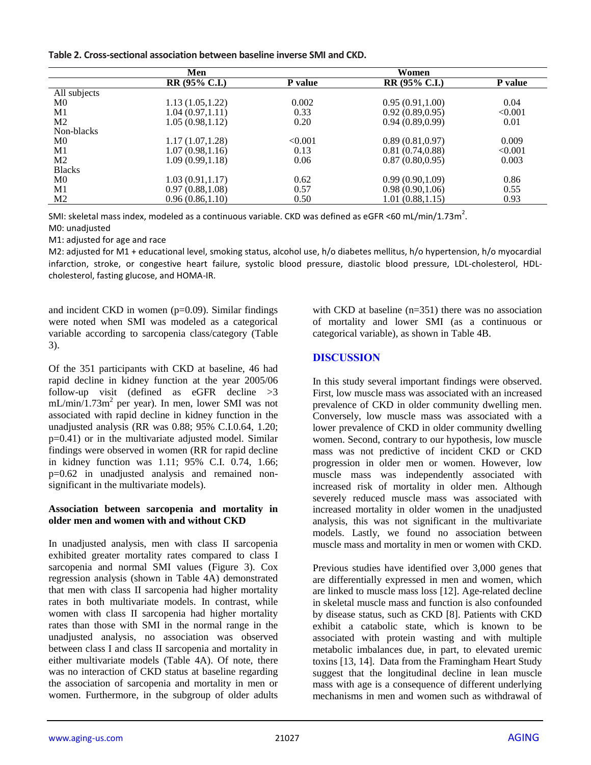**Table 2. Cross-sectional association between baseline inverse SMI and CKD.**

| | Men | | Women | |
|---|---|---|---|---|
| | RR (95% C.I.) | P value | RR (95% C.I.) | P value |
| All subjects | | | | |
| M0 | 1.13 (1.05,1.22) | 0.002 | 0.95 (0.91,1.00) | 0.04 |
| M1 | 1.04 (0.97,1.11) | 0.33 | 0.92 (0.89,0.95) | <0.001 |
| M2 | 1.05 (0.98,1.12) | 0.20 | 0.94 (0.89,0.99) | 0.01 |
| Non-blacks | | | | |
| M0 | 1.17 (1.07,1.28) | <0.001 | 0.89 (0.81,0.97) | 0.009 |
| M1 | 1.07 (0.98,1.16) | 0.13 | 0.81 (0.74,0.88) | <0.001 |
| M2 | 1.09 (0.99,1.18) | 0.06 | 0.87 (0.80,0.95) | 0.003 |
| Blacks | | | | |
| M0 | 1.03 (0.91,1.17) | 0.62 | 0.99 (0.90,1.09) | 0.86 |
| M1 | 0.97 (0.88,1.08) | 0.57 | 0.98 (0.90,1.06) | 0.55 |
| M2 | 0.96 (0.86,1.10) | 0.50 | 1.01 (0.88,1.15) | 0.93 |

SMI: skeletal mass index, modeled as a continuous variable. CKD was defined as eGFR <60 mL/min/1.73m$^2$.
M0: unadjusted
M1: adjusted for age and race
M2: adjusted for M1 + educational level, smoking status, alcohol use, h/o diabetes mellitus, h/o hypertension, h/o myocardial infarction, stroke, or congestive heart failure, systolic blood pressure, diastolic blood pressure, LDL-cholesterol, HDL-cholesterol, fasting glucose, and HOMA-IR.

and incident CKD in women (p=0.09). Similar findings were noted when SMI was modeled as a categorical variable according to sarcopenia class/category (Table 3).

Of the 351 participants with CKD at baseline, 46 had rapid decline in kidney function at the year 2005/06 follow-up visit (defined as eGFR decline >3 mL/min/1.73m$^2$ per year). In men, lower SMI was not associated with rapid decline in kidney function in the unadjusted analysis (RR was 0.88; 95% C.I.0.64, 1.20; p=0.41) or in the multivariate adjusted model. Similar findings were observed in women (RR for rapid decline in kidney function was 1.11; 95% C.I. 0.74, 1.66; p=0.62 in unadjusted analysis and remained non-significant in the multivariate models).

### Association between sarcopenia and mortality in older men and women with and without CKD

In unadjusted analysis, men with class II sarcopenia exhibited greater mortality rates compared to class I sarcopenia and normal SMI values (Figure 3). Cox regression analysis (shown in Table 4A) demonstrated that men with class II sarcopenia had higher mortality rates in both multivariate models. In contrast, while women with class II sarcopenia had higher mortality rates than those with SMI in the normal range in the unadjusted analysis, no association was observed between class I and class II sarcopenia and mortality in either multivariate models (Table 4A). Of note, there was no interaction of CKD status at baseline regarding the association of sarcopenia and mortality in men or women. Furthermore, in the subgroup of older adults with CKD at baseline (n=351) there was no association of mortality and lower SMI (as a continuous or categorical variable), as shown in Table 4B.

## DISCUSSION

In this study several important findings were observed. First, low muscle mass was associated with an increased prevalence of CKD in older community dwelling men. Conversely, low muscle mass was associated with a lower prevalence of CKD in older community dwelling women. Second, contrary to our hypothesis, low muscle mass was not predictive of incident CKD or CKD progression in older men or women. However, low muscle mass was independently associated with increased risk of mortality in older men. Although severely reduced muscle mass was associated with increased mortality in older women in the unadjusted analysis, this was not significant in the multivariate models. Lastly, we found no association between muscle mass and mortality in men or women with CKD.

Previous studies have identified over 3,000 genes that are differentially expressed in men and women, which are linked to muscle mass loss [12]. Age-related decline in skeletal muscle mass and function is also confounded by disease status, such as CKD [8]. Patients with CKD exhibit a catabolic state, which is known to be associated with protein wasting and with multiple metabolic imbalances due, in part, to elevated uremic toxins [13, 14]. Data from the Framingham Heart Study suggest that the longitudinal decline in lean muscle mass with age is a consequence of different underlying mechanisms in men and women such as withdrawal of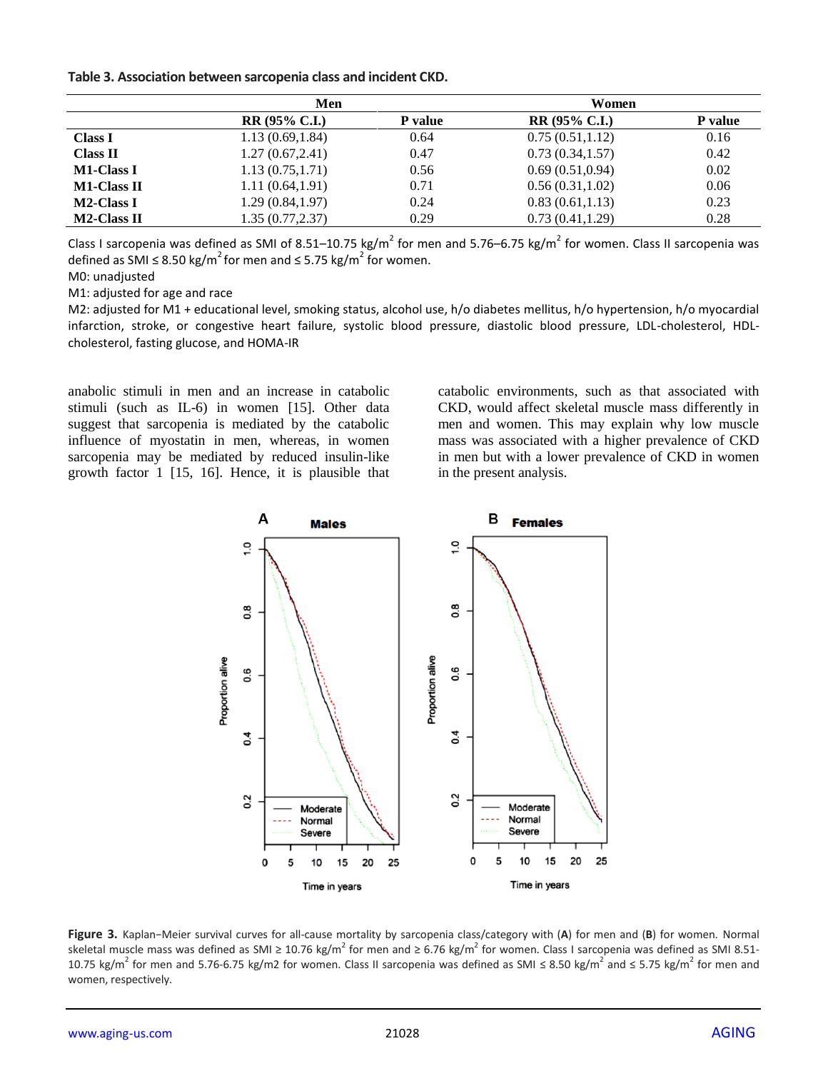**Table 3. Association between sarcopenia class and incident CKD.**

| | Men | | Women | |
|---|---|---|---|---|
| | RR (95% C.I.) | P value | RR (95% C.I.) | P value |
| **Class I** | 1.13 (0.69,1.84) | 0.64 | 0.75 (0.51,1.12) | 0.16 |
| **Class II** | 1.27 (0.67,2.41) | 0.47 | 0.73 (0.34,1.57) | 0.42 |
| **M1-Class I** | 1.13 (0.75,1.71) | 0.56 | 0.69 (0.51,0.94) | 0.02 |
| **M1-Class II** | 1.11 (0.64,1.91) | 0.71 | 0.56 (0.31,1.02) | 0.06 |
| **M2-Class I** | 1.29 (0.84,1.97) | 0.24 | 0.83 (0.61,1.13) | 0.23 |
| **M2-Class II** | 1.35 (0.77,2.37) | 0.29 | 0.73 (0.41,1.29) | 0.28 |

Class I sarcopenia was defined as SMI of 8.51–10.75 kg/m$^2$ for men and 5.76–6.75 kg/m$^2$ for women. Class II sarcopenia was defined as SMI ≤ 8.50 kg/m$^2$ for men and ≤ 5.75 kg/m$^2$ for women.

M0: unadjusted

M1: adjusted for age and race

M2: adjusted for M1 + educational level, smoking status, alcohol use, h/o diabetes mellitus, h/o hypertension, h/o myocardial infarction, stroke, or congestive heart failure, systolic blood pressure, diastolic blood pressure, LDL-cholesterol, HDL-cholesterol, fasting glucose, and HOMA-IR

anabolic stimuli in men and an increase in catabolic stimuli (such as IL-6) in women [15]. Other data suggest that sarcopenia is mediated by the catabolic influence of myostatin in men, whereas, in women sarcopenia may be mediated by reduced insulin-like growth factor 1 [15, 16]. Hence, it is plausible that catabolic environments, such as that associated with CKD, would affect skeletal muscle mass differently in men and women. This may explain why low muscle mass was associated with a higher prevalence of CKD in men but with a lower prevalence of CKD in women in the present analysis.

**Figure 3.** Kaplan−Meier survival curves for all-cause mortality by sarcopenia class/category with (**A**) for men and (**B**) for women. Normal skeletal muscle mass was defined as SMI ≥ 10.76 kg/m$^2$ for men and ≥ 6.76 kg/m$^2$ for women. Class I sarcopenia was defined as SMI 8.51-10.75 kg/m$^2$ for men and 5.76-6.75 kg/m2 for women. Class II sarcopenia was defined as SMI ≤ 8.50 kg/m$^2$ and ≤ 5.75 kg/m$^2$ for men and women, respectively.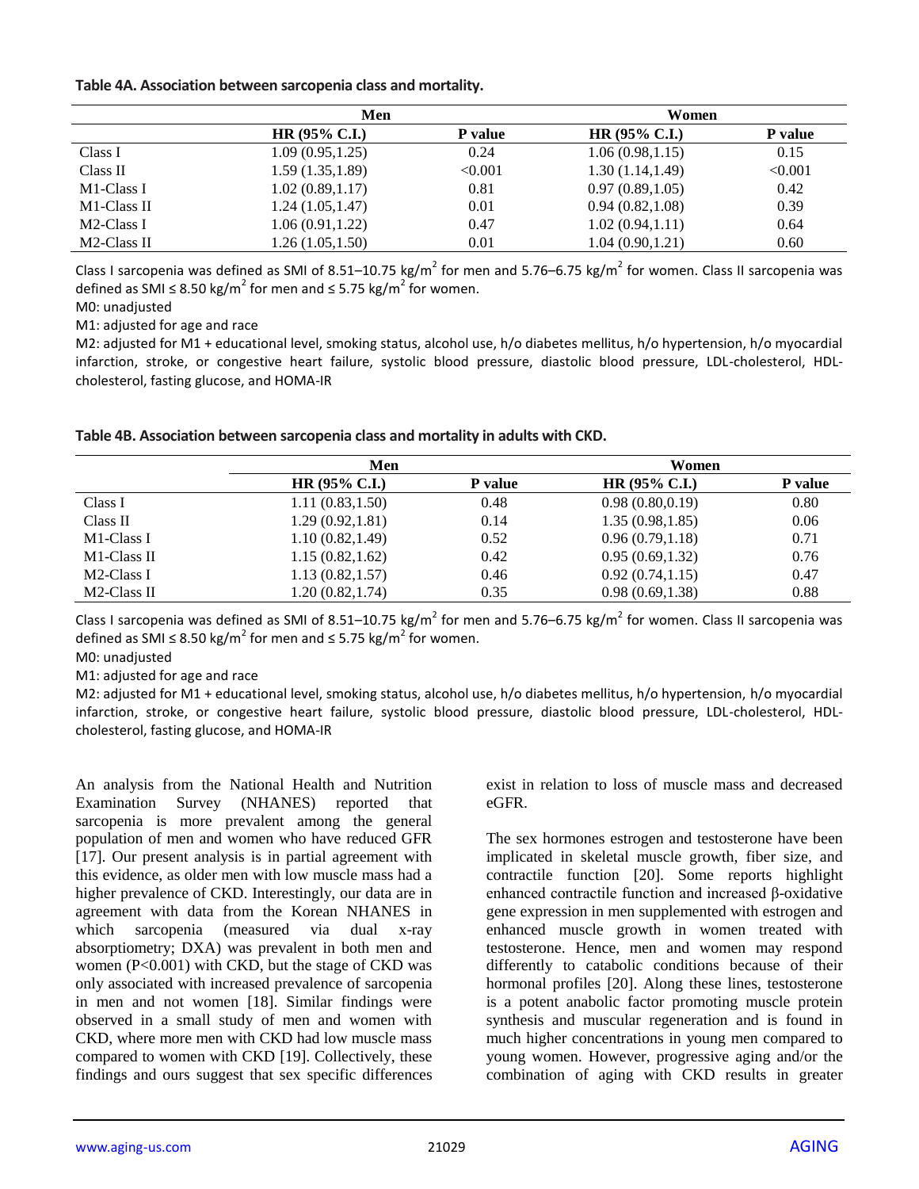**Table 4A. Association between sarcopenia class and mortality.**

| | Men | | Women | |
|---|---|---|---|---|
| | **HR (95% C.I.)** | **P value** | **HR (95% C.I.)** | **P value** |
| Class I | 1.09 (0.95,1.25) | 0.24 | 1.06 (0.98,1.15) | 0.15 |
| Class II | 1.59 (1.35,1.89) | <0.001 | 1.30 (1.14,1.49) | <0.001 |
| M1-Class I | 1.02 (0.89,1.17) | 0.81 | 0.97 (0.89,1.05) | 0.42 |
| M1-Class II | 1.24 (1.05,1.47) | 0.01 | 0.94 (0.82,1.08) | 0.39 |
| M2-Class I | 1.06 (0.91,1.22) | 0.47 | 1.02 (0.94,1.11) | 0.64 |
| M2-Class II | 1.26 (1.05,1.50) | 0.01 | 1.04 (0.90,1.21) | 0.60 |

Class I sarcopenia was defined as SMI of 8.51–10.75 kg/m$^2$ for men and 5.76–6.75 kg/m$^2$ for women. Class II sarcopenia was defined as SMI ≤ 8.50 kg/m$^2$ for men and ≤ 5.75 kg/m$^2$ for women.

M0: unadjusted

M1: adjusted for age and race

M2: adjusted for M1 + educational level, smoking status, alcohol use, h/o diabetes mellitus, h/o hypertension, h/o myocardial infarction, stroke, or congestive heart failure, systolic blood pressure, diastolic blood pressure, LDL-cholesterol, HDL-cholesterol, fasting glucose, and HOMA-IR

**Table 4B. Association between sarcopenia class and mortality in adults with CKD.**

| | Men | | Women | |
|---|---|---|---|---|
| | **HR (95% C.I.)** | **P value** | **HR (95% C.I.)** | **P value** |
| Class I | 1.11 (0.83,1.50) | 0.48 | 0.98 (0.80,0.19) | 0.80 |
| Class II | 1.29 (0.92,1.81) | 0.14 | 1.35 (0.98,1.85) | 0.06 |
| M1-Class I | 1.10 (0.82,1.49) | 0.52 | 0.96 (0.79,1.18) | 0.71 |
| M1-Class II | 1.15 (0.82,1.62) | 0.42 | 0.95 (0.69,1.32) | 0.76 |
| M2-Class I | 1.13 (0.82,1.57) | 0.46 | 0.92 (0.74,1.15) | 0.47 |
| M2-Class II | 1.20 (0.82,1.74) | 0.35 | 0.98 (0.69,1.38) | 0.88 |

Class I sarcopenia was defined as SMI of 8.51–10.75 kg/m$^2$ for men and 5.76–6.75 kg/m$^2$ for women. Class II sarcopenia was defined as SMI ≤ 8.50 kg/m$^2$ for men and ≤ 5.75 kg/m$^2$ for women.

M0: unadjusted

M1: adjusted for age and race

M2: adjusted for M1 + educational level, smoking status, alcohol use, h/o diabetes mellitus, h/o hypertension, h/o myocardial infarction, stroke, or congestive heart failure, systolic blood pressure, diastolic blood pressure, LDL-cholesterol, HDL-cholesterol, fasting glucose, and HOMA-IR

An analysis from the National Health and Nutrition Examination Survey (NHANES) reported that sarcopenia is more prevalent among the general population of men and women who have reduced GFR [17]. Our present analysis is in partial agreement with this evidence, as older men with low muscle mass had a higher prevalence of CKD. Interestingly, our data are in agreement with data from the Korean NHANES in which sarcopenia (measured via dual x-ray absorptiometry; DXA) was prevalent in both men and women (P<0.001) with CKD, but the stage of CKD was only associated with increased prevalence of sarcopenia in men and not women [18]. Similar findings were observed in a small study of men and women with CKD, where more men with CKD had low muscle mass compared to women with CKD [19]. Collectively, these findings and ours suggest that sex specific differences exist in relation to loss of muscle mass and decreased eGFR.

The sex hormones estrogen and testosterone have been implicated in skeletal muscle growth, fiber size, and contractile function [20]. Some reports highlight enhanced contractile function and increased β-oxidative gene expression in men supplemented with estrogen and enhanced muscle growth in women treated with testosterone. Hence, men and women may respond differently to catabolic conditions because of their hormonal profiles [20]. Along these lines, testosterone is a potent anabolic factor promoting muscle protein synthesis and muscular regeneration and is found in much higher concentrations in young men compared to young women. However, progressive aging and/or the combination of aging with CKD results in greater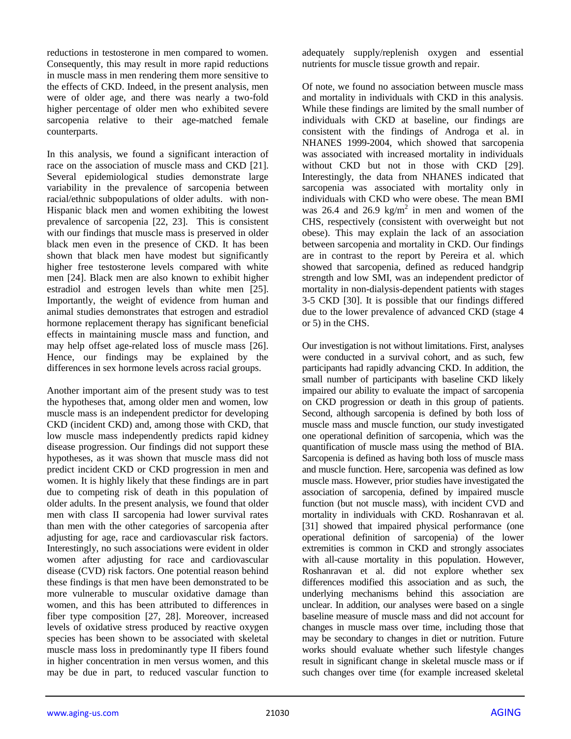reductions in testosterone in men compared to women. Consequently, this may result in more rapid reductions in muscle mass in men rendering them more sensitive to the effects of CKD. Indeed, in the present analysis, men were of older age, and there was nearly a two-fold higher percentage of older men who exhibited severe sarcopenia relative to their age-matched female counterparts.

In this analysis, we found a significant interaction of race on the association of muscle mass and CKD [21]. Several epidemiological studies demonstrate large variability in the prevalence of sarcopenia between racial/ethnic subpopulations of older adults. with non-Hispanic black men and women exhibiting the lowest prevalence of sarcopenia [22, 23]. This is consistent with our findings that muscle mass is preserved in older black men even in the presence of CKD. It has been shown that black men have modest but significantly higher free testosterone levels compared with white men [24]. Black men are also known to exhibit higher estradiol and estrogen levels than white men [25]. Importantly, the weight of evidence from human and animal studies demonstrates that estrogen and estradiol hormone replacement therapy has significant beneficial effects in maintaining muscle mass and function, and may help offset age-related loss of muscle mass [26]. Hence, our findings may be explained by the differences in sex hormone levels across racial groups.

Another important aim of the present study was to test the hypotheses that, among older men and women, low muscle mass is an independent predictor for developing CKD (incident CKD) and, among those with CKD, that low muscle mass independently predicts rapid kidney disease progression. Our findings did not support these hypotheses, as it was shown that muscle mass did not predict incident CKD or CKD progression in men and women. It is highly likely that these findings are in part due to competing risk of death in this population of older adults. In the present analysis, we found that older men with class II sarcopenia had lower survival rates than men with the other categories of sarcopenia after adjusting for age, race and cardiovascular risk factors. Interestingly, no such associations were evident in older women after adjusting for race and cardiovascular disease (CVD) risk factors. One potential reason behind these findings is that men have been demonstrated to be more vulnerable to muscular oxidative damage than women, and this has been attributed to differences in fiber type composition [27, 28]. Moreover, increased levels of oxidative stress produced by reactive oxygen species has been shown to be associated with skeletal muscle mass loss in predominantly type II fibers found in higher concentration in men versus women, and this may be due in part, to reduced vascular function to adequately supply/replenish oxygen and essential nutrients for muscle tissue growth and repair.

Of note, we found no association between muscle mass and mortality in individuals with CKD in this analysis. While these findings are limited by the small number of individuals with CKD at baseline, our findings are consistent with the findings of Androga et al. in NHANES 1999-2004, which showed that sarcopenia was associated with increased mortality in individuals without CKD but not in those with CKD [29]. Interestingly, the data from NHANES indicated that sarcopenia was associated with mortality only in individuals with CKD who were obese. The mean BMI was 26.4 and 26.9 kg/m$^2$ in men and women of the CHS, respectively (consistent with overweight but not obese). This may explain the lack of an association between sarcopenia and mortality in CKD. Our findings are in contrast to the report by Pereira et al. which showed that sarcopenia, defined as reduced handgrip strength and low SMI, was an independent predictor of mortality in non-dialysis-dependent patients with stages 3-5 CKD [30]. It is possible that our findings differed due to the lower prevalence of advanced CKD (stage 4 or 5) in the CHS.

Our investigation is not without limitations. First, analyses were conducted in a survival cohort, and as such, few participants had rapidly advancing CKD. In addition, the small number of participants with baseline CKD likely impaired our ability to evaluate the impact of sarcopenia on CKD progression or death in this group of patients. Second, although sarcopenia is defined by both loss of muscle mass and muscle function, our study investigated one operational definition of sarcopenia, which was the quantification of muscle mass using the method of BIA. Sarcopenia is defined as having both loss of muscle mass and muscle function. Here, sarcopenia was defined as low muscle mass. However, prior studies have investigated the association of sarcopenia, defined by impaired muscle function (but not muscle mass), with incident CVD and mortality in individuals with CKD. Roshanravan et al. [31] showed that impaired physical performance (one operational definition of sarcopenia) of the lower extremities is common in CKD and strongly associates with all-cause mortality in this population. However, Roshanravan et al. did not explore whether sex differences modified this association and as such, the underlying mechanisms behind this association are unclear. In addition, our analyses were based on a single baseline measure of muscle mass and did not account for changes in muscle mass over time, including those that may be secondary to changes in diet or nutrition. Future works should evaluate whether such lifestyle changes result in significant change in skeletal muscle mass or if such changes over time (for example increased skeletal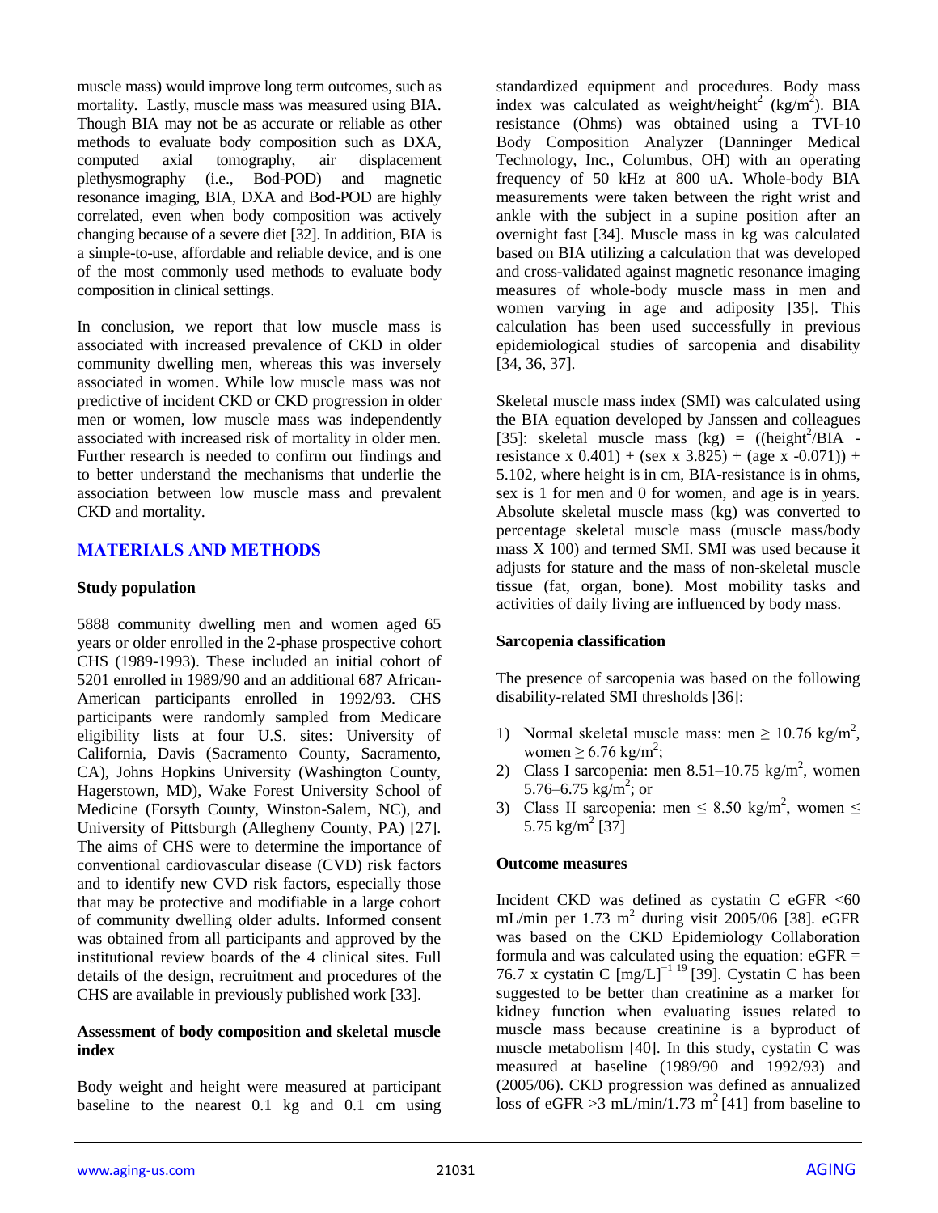muscle mass) would improve long term outcomes, such as mortality. Lastly, muscle mass was measured using BIA. Though BIA may not be as accurate or reliable as other methods to evaluate body composition such as DXA, computed axial tomography, air displacement plethysmography (i.e., Bod-POD) and magnetic resonance imaging, BIA, DXA and Bod-POD are highly correlated, even when body composition was actively changing because of a severe diet [32]. In addition, BIA is a simple-to-use, affordable and reliable device, and is one of the most commonly used methods to evaluate body composition in clinical settings.

In conclusion, we report that low muscle mass is associated with increased prevalence of CKD in older community dwelling men, whereas this was inversely associated in women. While low muscle mass was not predictive of incident CKD or CKD progression in older men or women, low muscle mass was independently associated with increased risk of mortality in older men. Further research is needed to confirm our findings and to better understand the mechanisms that underlie the association between low muscle mass and prevalent CKD and mortality.

## MATERIALS AND METHODS

### Study population

5888 community dwelling men and women aged 65 years or older enrolled in the 2-phase prospective cohort CHS (1989-1993). These included an initial cohort of 5201 enrolled in 1989/90 and an additional 687 African-American participants enrolled in 1992/93. CHS participants were randomly sampled from Medicare eligibility lists at four U.S. sites: University of California, Davis (Sacramento County, Sacramento, CA), Johns Hopkins University (Washington County, Hagerstown, MD), Wake Forest University School of Medicine (Forsyth County, Winston-Salem, NC), and University of Pittsburgh (Allegheny County, PA) [27]. The aims of CHS were to determine the importance of conventional cardiovascular disease (CVD) risk factors and to identify new CVD risk factors, especially those that may be protective and modifiable in a large cohort of community dwelling older adults. Informed consent was obtained from all participants and approved by the institutional review boards of the 4 clinical sites. Full details of the design, recruitment and procedures of the CHS are available in previously published work [33].

### Assessment of body composition and skeletal muscle index

Body weight and height were measured at participant baseline to the nearest 0.1 kg and 0.1 cm using standardized equipment and procedures. Body mass index was calculated as weight/height$^2$ (kg/m$^2$). BIA resistance (Ohms) was obtained using a TVI-10 Body Composition Analyzer (Danninger Medical Technology, Inc., Columbus, OH) with an operating frequency of 50 kHz at 800 uA. Whole-body BIA measurements were taken between the right wrist and ankle with the subject in a supine position after an overnight fast [34]. Muscle mass in kg was calculated based on BIA utilizing a calculation that was developed and cross-validated against magnetic resonance imaging measures of whole-body muscle mass in men and women varying in age and adiposity [35]. This calculation has been used successfully in previous epidemiological studies of sarcopenia and disability [34, 36, 37].

Skeletal muscle mass index (SMI) was calculated using the BIA equation developed by Janssen and colleagues [35]: skeletal muscle mass (kg) = ((height$^2$/BIA - resistance x 0.401) + (sex x 3.825) + (age x -0.071)) + 5.102, where height is in cm, BIA-resistance is in ohms, sex is 1 for men and 0 for women, and age is in years. Absolute skeletal muscle mass (kg) was converted to percentage skeletal muscle mass (muscle mass/body mass X 100) and termed SMI. SMI was used because it adjusts for stature and the mass of non-skeletal muscle tissue (fat, organ, bone). Most mobility tasks and activities of daily living are influenced by body mass.

### Sarcopenia classification

The presence of sarcopenia was based on the following disability-related SMI thresholds [36]:

1) Normal skeletal muscle mass: men $\geq$ 10.76 kg/m$^2$, women $\geq$ 6.76 kg/m$^2$;
2) Class I sarcopenia: men 8.51–10.75 kg/m$^2$, women 5.76–6.75 kg/m$^2$; or
3) Class II sarcopenia: men $\leq$ 8.50 kg/m$^2$, women $\leq$ 5.75 kg/m$^2$ [37]

### Outcome measures

Incident CKD was defined as cystatin C eGFR <60 mL/min per 1.73 m$^2$ during visit 2005/06 [38]. eGFR was based on the CKD Epidemiology Collaboration formula and was calculated using the equation: eGFR = 76.7 x cystatin C [mg/L]$^{-1.19}$ [39]. Cystatin C has been suggested to be better than creatinine as a marker for kidney function when evaluating issues related to muscle mass because creatinine is a byproduct of muscle metabolism [40]. In this study, cystatin C was measured at baseline (1989/90 and 1992/93) and (2005/06). CKD progression was defined as annualized loss of eGFR >3 mL/min/1.73 m$^2$ [41] from baseline to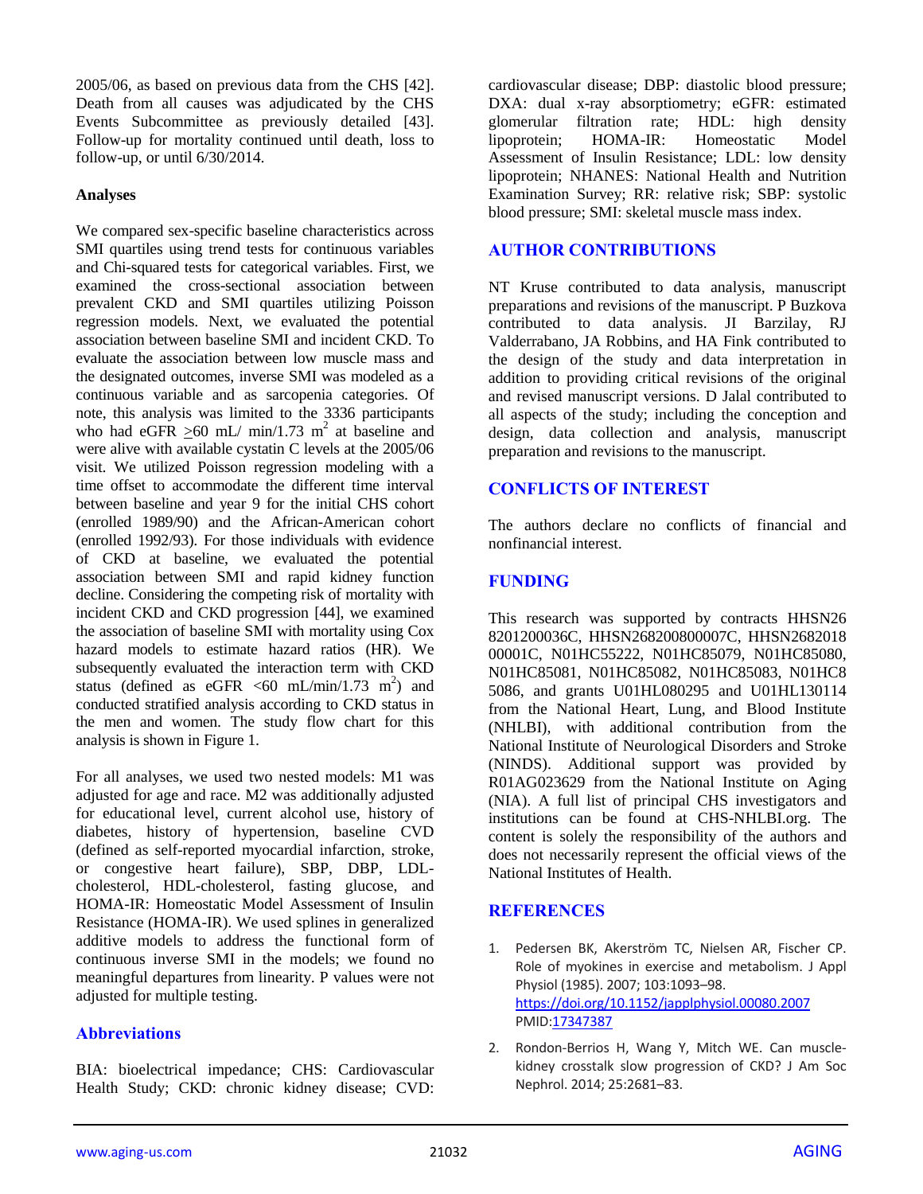2005/06, as based on previous data from the CHS [42]. Death from all causes was adjudicated by the CHS Events Subcommittee as previously detailed [43]. Follow-up for mortality continued until death, loss to follow-up, or until 6/30/2014.

### Analyses

We compared sex-specific baseline characteristics across SMI quartiles using trend tests for continuous variables and Chi-squared tests for categorical variables. First, we examined the cross-sectional association between prevalent CKD and SMI quartiles utilizing Poisson regression models. Next, we evaluated the potential association between baseline SMI and incident CKD. To evaluate the association between low muscle mass and the designated outcomes, inverse SMI was modeled as a continuous variable and as sarcopenia categories. Of note, this analysis was limited to the 3336 participants who had eGFR $\geq$60 mL/ min/1.73 m$^2$ at baseline and were alive with available cystatin C levels at the 2005/06 visit. We utilized Poisson regression modeling with a time offset to accommodate the different time interval between baseline and year 9 for the initial CHS cohort (enrolled 1989/90) and the African-American cohort (enrolled 1992/93). For those individuals with evidence of CKD at baseline, we evaluated the potential association between SMI and rapid kidney function decline. Considering the competing risk of mortality with incident CKD and CKD progression [44], we examined the association of baseline SMI with mortality using Cox hazard models to estimate hazard ratios (HR). We subsequently evaluated the interaction term with CKD status (defined as eGFR <60 mL/min/1.73 m$^2$) and conducted stratified analysis according to CKD status in the men and women. The study flow chart for this analysis is shown in Figure 1.

For all analyses, we used two nested models: M1 was adjusted for age and race. M2 was additionally adjusted for educational level, current alcohol use, history of diabetes, history of hypertension, baseline CVD (defined as self-reported myocardial infarction, stroke, or congestive heart failure), SBP, DBP, LDL-cholesterol, HDL-cholesterol, fasting glucose, and HOMA-IR: Homeostatic Model Assessment of Insulin Resistance (HOMA-IR). We used splines in generalized additive models to address the functional form of continuous inverse SMI in the models; we found no meaningful departures from linearity. P values were not adjusted for multiple testing.

## Abbreviations

BIA: bioelectrical impedance; CHS: Cardiovascular Health Study; CKD: chronic kidney disease; CVD: cardiovascular disease; DBP: diastolic blood pressure; DXA: dual x-ray absorptiometry; eGFR: estimated glomerular filtration rate; HDL: high density lipoprotein; HOMA-IR: Homeostatic Model Assessment of Insulin Resistance; LDL: low density lipoprotein; NHANES: National Health and Nutrition Examination Survey; RR: relative risk; SBP: systolic blood pressure; SMI: skeletal muscle mass index.

## AUTHOR CONTRIBUTIONS

NT Kruse contributed to data analysis, manuscript preparations and revisions of the manuscript. P Buzkova contributed to data analysis. JI Barzilay, RJ Valderrabano, JA Robbins, and HA Fink contributed to the design of the study and data interpretation in addition to providing critical revisions of the original and revised manuscript versions. D Jalal contributed to all aspects of the study; including the conception and design, data collection and analysis, manuscript preparation and revisions to the manuscript.

## CONFLICTS OF INTEREST

The authors declare no conflicts of financial and nonfinancial interest.

## FUNDING

This research was supported by contracts HHSN268201200036C, HHSN268200800007C, HHSN268201800001C, N01HC55222, N01HC85079, N01HC85080, N01HC85081, N01HC85082, N01HC85083, N01HC85086, and grants U01HL080295 and U01HL130114 from the National Heart, Lung, and Blood Institute (NHLBI), with additional contribution from the National Institute of Neurological Disorders and Stroke (NINDS). Additional support was provided by R01AG023629 from the National Institute on Aging (NIA). A full list of principal CHS investigators and institutions can be found at CHS-NHLBI.org. The content is solely the responsibility of the authors and does not necessarily represent the official views of the National Institutes of Health.

## REFERENCES

1. Pedersen BK, Akerström TC, Nielsen AR, Fischer CP. Role of myokines in exercise and metabolism. J Appl Physiol (1985). 2007; 103:1093–98. https://doi.org/10.1152/japplphysiol.00080.2007 PMID:17347387
2. Rondon-Berrios H, Wang Y, Mitch WE. Can muscle-kidney crosstalk slow progression of CKD? J Am Soc Nephrol. 2014; 25:2681–83.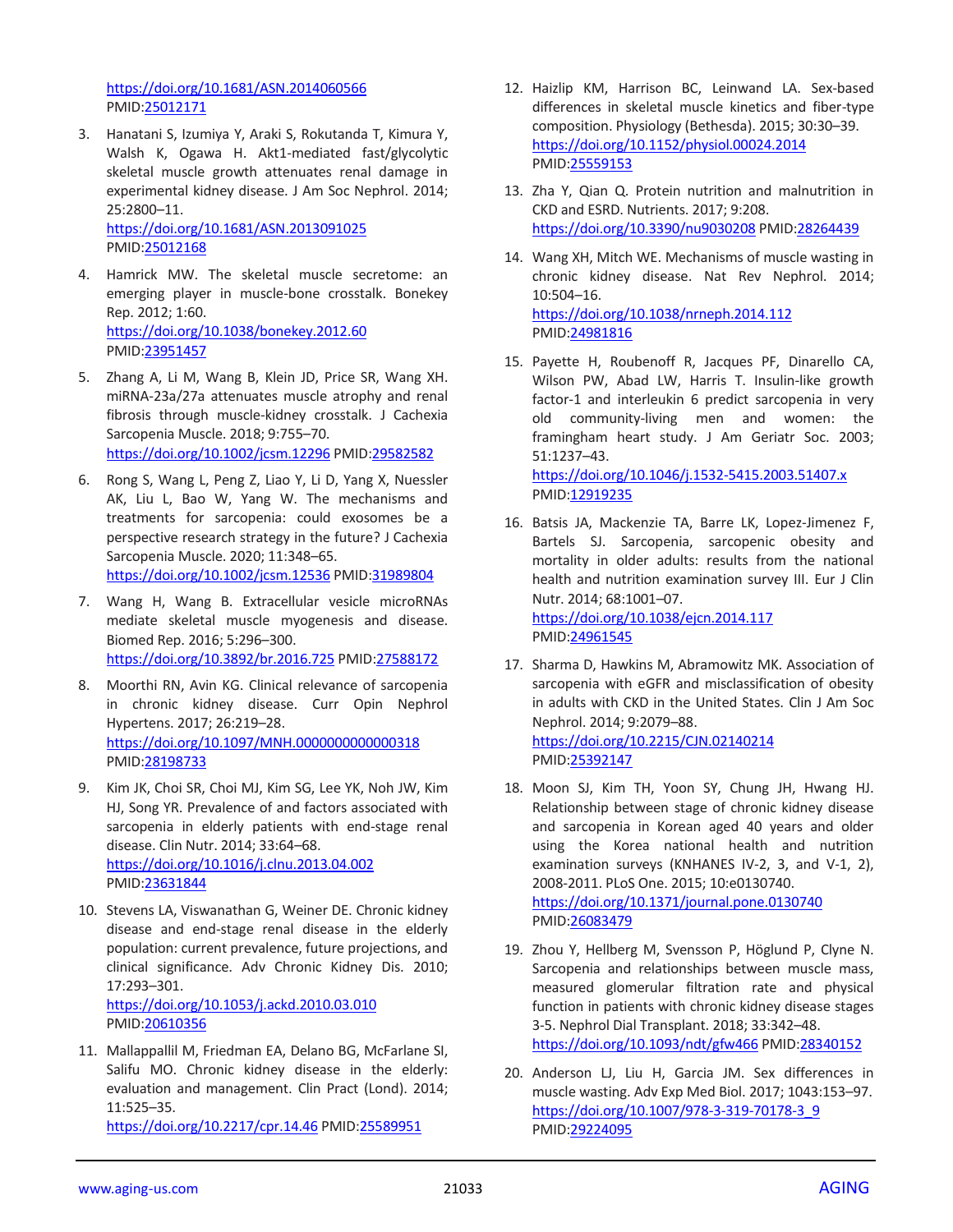https://doi.org/10.1681/ASN.2014060566 PMID:25012171

3. Hanatani S, Izumiya Y, Araki S, Rokutanda T, Kimura Y, Walsh K, Ogawa H. Akt1-mediated fast/glycolytic skeletal muscle growth attenuates renal damage in experimental kidney disease. J Am Soc Nephrol. 2014; 25:2800–11. https://doi.org/10.1681/ASN.2013091025 PMID:25012168

4. Hamrick MW. The skeletal muscle secretome: an emerging player in muscle-bone crosstalk. Bonekey Rep. 2012; 1:60. https://doi.org/10.1038/bonekey.2012.60 PMID:23951457

5. Zhang A, Li M, Wang B, Klein JD, Price SR, Wang XH. miRNA-23a/27a attenuates muscle atrophy and renal fibrosis through muscle-kidney crosstalk. J Cachexia Sarcopenia Muscle. 2018; 9:755–70. https://doi.org/10.1002/jcsm.12296 PMID:29582582

6. Rong S, Wang L, Peng Z, Liao Y, Li D, Yang X, Nuessler AK, Liu L, Bao W, Yang W. The mechanisms and treatments for sarcopenia: could exosomes be a perspective research strategy in the future? J Cachexia Sarcopenia Muscle. 2020; 11:348–65. https://doi.org/10.1002/jcsm.12536 PMID:31989804

7. Wang H, Wang B. Extracellular vesicle microRNAs mediate skeletal muscle myogenesis and disease. Biomed Rep. 2016; 5:296–300. https://doi.org/10.3892/br.2016.725 PMID:27588172

8. Moorthi RN, Avin KG. Clinical relevance of sarcopenia in chronic kidney disease. Curr Opin Nephrol Hypertens. 2017; 26:219–28. https://doi.org/10.1097/MNH.0000000000000318 PMID:28198733

9. Kim JK, Choi SR, Choi MJ, Kim SG, Lee YK, Noh JW, Kim HJ, Song YR. Prevalence of and factors associated with sarcopenia in elderly patients with end-stage renal disease. Clin Nutr. 2014; 33:64–68. https://doi.org/10.1016/j.clnu.2013.04.002 PMID:23631844

10. Stevens LA, Viswanathan G, Weiner DE. Chronic kidney disease and end-stage renal disease in the elderly population: current prevalence, future projections, and clinical significance. Adv Chronic Kidney Dis. 2010; 17:293–301. https://doi.org/10.1053/j.ackd.2010.03.010 PMID:20610356

11. Mallappallil M, Friedman EA, Delano BG, McFarlane SI, Salifu MO. Chronic kidney disease in the elderly: evaluation and management. Clin Pract (Lond). 2014; 11:525–35. https://doi.org/10.2217/cpr.14.46 PMID:25589951

12. Haizlip KM, Harrison BC, Leinwand LA. Sex-based differences in skeletal muscle kinetics and fiber-type composition. Physiology (Bethesda). 2015; 30:30–39. https://doi.org/10.1152/physiol.00024.2014 PMID:25559153

13. Zha Y, Qian Q. Protein nutrition and malnutrition in CKD and ESRD. Nutrients. 2017; 9:208. https://doi.org/10.3390/nu9030208 PMID:28264439

14. Wang XH, Mitch WE. Mechanisms of muscle wasting in chronic kidney disease. Nat Rev Nephrol. 2014; 10:504–16. https://doi.org/10.1038/nrneph.2014.112 PMID:24981816

15. Payette H, Roubenoff R, Jacques PF, Dinarello CA, Wilson PW, Abad LW, Harris T. Insulin-like growth factor-1 and interleukin 6 predict sarcopenia in very old community-living men and women: the framingham heart study. J Am Geriatr Soc. 2003; 51:1237–43. https://doi.org/10.1046/j.1532-5415.2003.51407.x PMID:12919235

16. Batsis JA, Mackenzie TA, Barre LK, Lopez-Jimenez F, Bartels SJ. Sarcopenia, sarcopenic obesity and mortality in older adults: results from the national health and nutrition examination survey III. Eur J Clin Nutr. 2014; 68:1001–07. https://doi.org/10.1038/ejcn.2014.117 PMID:24961545

17. Sharma D, Hawkins M, Abramowitz MK. Association of sarcopenia with eGFR and misclassification of obesity in adults with CKD in the United States. Clin J Am Soc Nephrol. 2014; 9:2079–88. https://doi.org/10.2215/CJN.02140214 PMID:25392147

18. Moon SJ, Kim TH, Yoon SY, Chung JH, Hwang HJ. Relationship between stage of chronic kidney disease and sarcopenia in Korean aged 40 years and older using the Korea national health and nutrition examination surveys (KNHANES IV-2, 3, and V-1, 2), 2008-2011. PLoS One. 2015; 10:e0130740. https://doi.org/10.1371/journal.pone.0130740 PMID:26083479

19. Zhou Y, Hellberg M, Svensson P, Höglund P, Clyne N. Sarcopenia and relationships between muscle mass, measured glomerular filtration rate and physical function in patients with chronic kidney disease stages 3-5. Nephrol Dial Transplant. 2018; 33:342–48. https://doi.org/10.1093/ndt/gfw466 PMID:28340152

20. Anderson LJ, Liu H, Garcia JM. Sex differences in muscle wasting. Adv Exp Med Biol. 2017; 1043:153–97. https://doi.org/10.1007/978-3-319-70178-3_9 PMID:29224095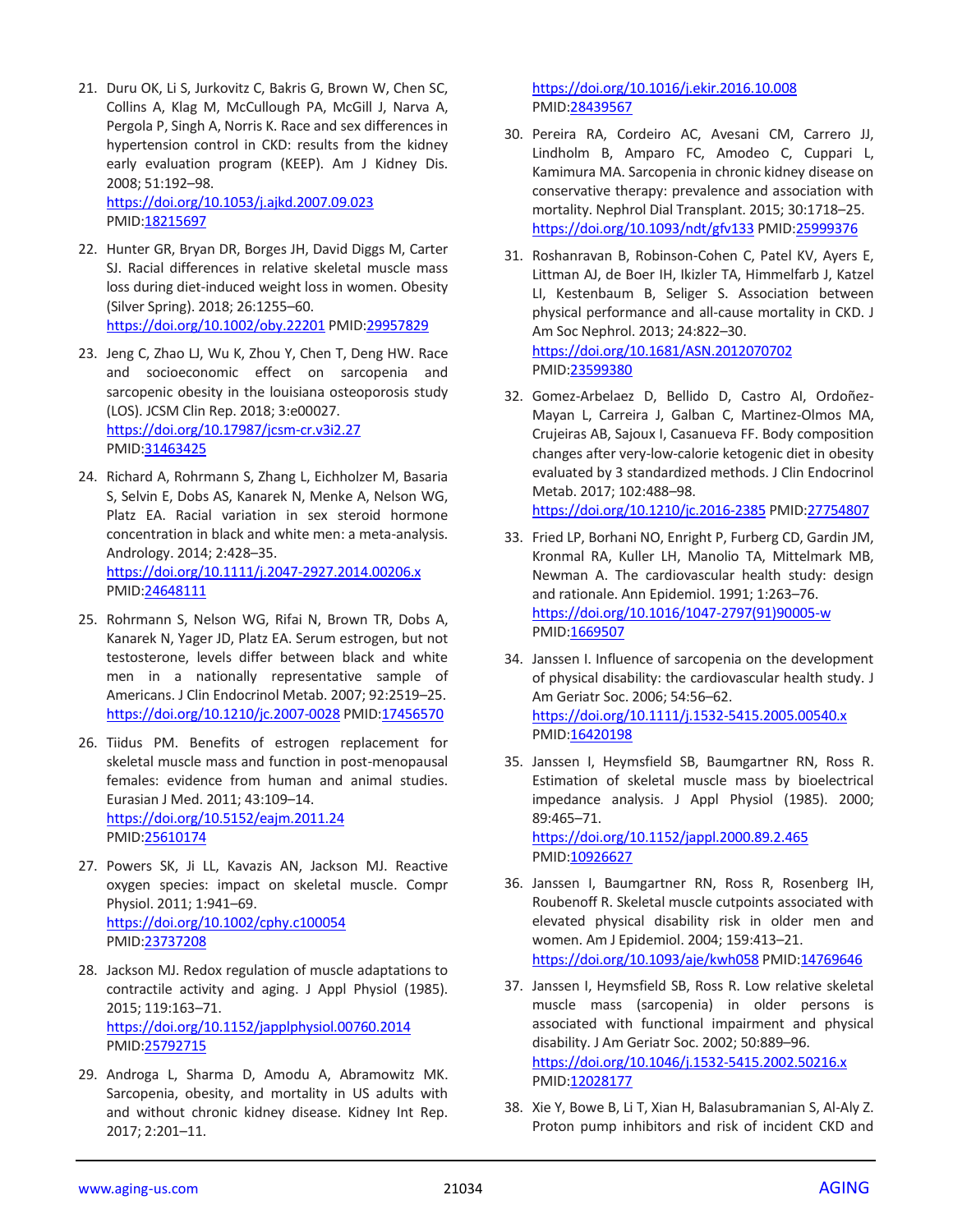21. Duru OK, Li S, Jurkovitz C, Bakris G, Brown W, Chen SC, Collins A, Klag M, McCullough PA, McGill J, Narva A, Pergola P, Singh A, Norris K. Race and sex differences in hypertension control in CKD: results from the kidney early evaluation program (KEEP). Am J Kidney Dis. 2008; 51:192–98. https://doi.org/10.1053/j.ajkd.2007.09.023 PMID:18215697

22. Hunter GR, Bryan DR, Borges JH, David Diggs M, Carter SJ. Racial differences in relative skeletal muscle mass loss during diet-induced weight loss in women. Obesity (Silver Spring). 2018; 26:1255–60. https://doi.org/10.1002/oby.22201 PMID:29957829

23. Jeng C, Zhao LJ, Wu K, Zhou Y, Chen T, Deng HW. Race and socioeconomic effect on sarcopenia and sarcopenic obesity in the louisiana osteoporosis study (LOS). JCSM Clin Rep. 2018; 3:e00027. https://doi.org/10.17987/jcsm-cr.v3i2.27 PMID:31463425

24. Richard A, Rohrmann S, Zhang L, Eichholzer M, Basaria S, Selvin E, Dobs AS, Kanarek N, Menke A, Nelson WG, Platz EA. Racial variation in sex steroid hormone concentration in black and white men: a meta-analysis. Andrology. 2014; 2:428–35. https://doi.org/10.1111/j.2047-2927.2014.00206.x PMID:24648111

25. Rohrmann S, Nelson WG, Rifai N, Brown TR, Dobs A, Kanarek N, Yager JD, Platz EA. Serum estrogen, but not testosterone, levels differ between black and white men in a nationally representative sample of Americans. J Clin Endocrinol Metab. 2007; 92:2519–25. https://doi.org/10.1210/jc.2007-0028 PMID:17456570

26. Tiidus PM. Benefits of estrogen replacement for skeletal muscle mass and function in post-menopausal females: evidence from human and animal studies. Eurasian J Med. 2011; 43:109–14. https://doi.org/10.5152/eajm.2011.24 PMID:25610174

27. Powers SK, Ji LL, Kavazis AN, Jackson MJ. Reactive oxygen species: impact on skeletal muscle. Compr Physiol. 2011; 1:941–69. https://doi.org/10.1002/cphy.c100054 PMID:23737208

28. Jackson MJ. Redox regulation of muscle adaptations to contractile activity and aging. J Appl Physiol (1985). 2015; 119:163–71. https://doi.org/10.1152/japplphysiol.00760.2014 PMID:25792715

29. Androga L, Sharma D, Amodu A, Abramowitz MK. Sarcopenia, obesity, and mortality in US adults with and without chronic kidney disease. Kidney Int Rep. 2017; 2:201–11. https://doi.org/10.1016/j.ekir.2016.10.008 PMID:28439567

30. Pereira RA, Cordeiro AC, Avesani CM, Carrero JJ, Lindholm B, Amparo FC, Amodeo C, Cuppari L, Kamimura MA. Sarcopenia in chronic kidney disease on conservative therapy: prevalence and association with mortality. Nephrol Dial Transplant. 2015; 30:1718–25. https://doi.org/10.1093/ndt/gfv133 PMID:25999376

31. Roshanravan B, Robinson-Cohen C, Patel KV, Ayers E, Littman AJ, de Boer IH, Ikizler TA, Himmelfarb J, Katzel LI, Kestenbaum B, Seliger S. Association between physical performance and all-cause mortality in CKD. J Am Soc Nephrol. 2013; 24:822–30. https://doi.org/10.1681/ASN.2012070702 PMID:23599380

32. Gomez-Arbelaez D, Bellido D, Castro AI, Ordoñez-Mayan L, Carreira J, Galban C, Martinez-Olmos MA, Crujeiras AB, Sajoux I, Casanueva FF. Body composition changes after very-low-calorie ketogenic diet in obesity evaluated by 3 standardized methods. J Clin Endocrinol Metab. 2017; 102:488–98. https://doi.org/10.1210/jc.2016-2385 PMID:27754807

33. Fried LP, Borhani NO, Enright P, Furberg CD, Gardin JM, Kronmal RA, Kuller LH, Manolio TA, Mittelmark MB, Newman A. The cardiovascular health study: design and rationale. Ann Epidemiol. 1991; 1:263–76. https://doi.org/10.1016/1047-2797(91)90005-w PMID:1669507

34. Janssen I. Influence of sarcopenia on the development of physical disability: the cardiovascular health study. J Am Geriatr Soc. 2006; 54:56–62. https://doi.org/10.1111/j.1532-5415.2005.00540.x PMID:16420198

35. Janssen I, Heymsfield SB, Baumgartner RN, Ross R. Estimation of skeletal muscle mass by bioelectrical impedance analysis. J Appl Physiol (1985). 2000; 89:465–71. https://doi.org/10.1152/jappl.2000.89.2.465 PMID:10926627

36. Janssen I, Baumgartner RN, Ross R, Rosenberg IH, Roubenoff R. Skeletal muscle cutpoints associated with elevated physical disability risk in older men and women. Am J Epidemiol. 2004; 159:413–21. https://doi.org/10.1093/aje/kwh058 PMID:14769646

37. Janssen I, Heymsfield SB, Ross R. Low relative skeletal muscle mass (sarcopenia) in older persons is associated with functional impairment and physical disability. J Am Geriatr Soc. 2002; 50:889–96. https://doi.org/10.1046/j.1532-5415.2002.50216.x PMID:12028177

38. Xie Y, Bowe B, Li T, Xian H, Balasubramanian S, Al-Aly Z. Proton pump inhibitors and risk of incident CKD and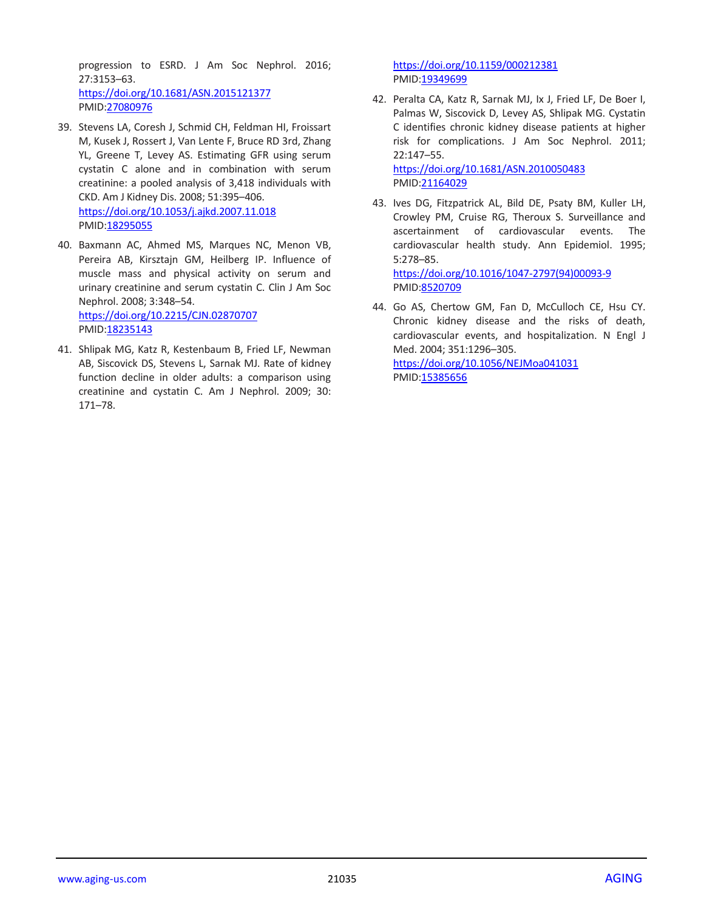progression to ESRD. J Am Soc Nephrol. 2016; 27:3153–63.
https://doi.org/10.1681/ASN.2015121377
PMID:27080976

39. Stevens LA, Coresh J, Schmid CH, Feldman HI, Froissart M, Kusek J, Rossert J, Van Lente F, Bruce RD 3rd, Zhang YL, Greene T, Levey AS. Estimating GFR using serum cystatin C alone and in combination with serum creatinine: a pooled analysis of 3,418 individuals with CKD. Am J Kidney Dis. 2008; 51:395–406.
https://doi.org/10.1053/j.ajkd.2007.11.018
PMID:18295055

40. Baxmann AC, Ahmed MS, Marques NC, Menon VB, Pereira AB, Kirsztajn GM, Heilberg IP. Influence of muscle mass and physical activity on serum and urinary creatinine and serum cystatin C. Clin J Am Soc Nephrol. 2008; 3:348–54.
https://doi.org/10.2215/CJN.02870707
PMID:18235143

41. Shlipak MG, Katz R, Kestenbaum B, Fried LF, Newman AB, Siscovick DS, Stevens L, Sarnak MJ. Rate of kidney function decline in older adults: a comparison using creatinine and cystatin C. Am J Nephrol. 2009; 30: 171–78.
https://doi.org/10.1159/000212381
PMID:19349699

42. Peralta CA, Katz R, Sarnak MJ, Ix J, Fried LF, De Boer I, Palmas W, Siscovick D, Levey AS, Shlipak MG. Cystatin C identifies chronic kidney disease patients at higher risk for complications. J Am Soc Nephrol. 2011; 22:147–55.
https://doi.org/10.1681/ASN.2010050483
PMID:21164029

43. Ives DG, Fitzpatrick AL, Bild DE, Psaty BM, Kuller LH, Crowley PM, Cruise RG, Theroux S. Surveillance and ascertainment of cardiovascular events. The cardiovascular health study. Ann Epidemiol. 1995; 5:278–85.
https://doi.org/10.1016/1047-2797(94)00093-9
PMID:8520709

44. Go AS, Chertow GM, Fan D, McCulloch CE, Hsu CY. Chronic kidney disease and the risks of death, cardiovascular events, and hospitalization. N Engl J Med. 2004; 351:1296–305.
https://doi.org/10.1056/NEJMoa041031
PMID:15385656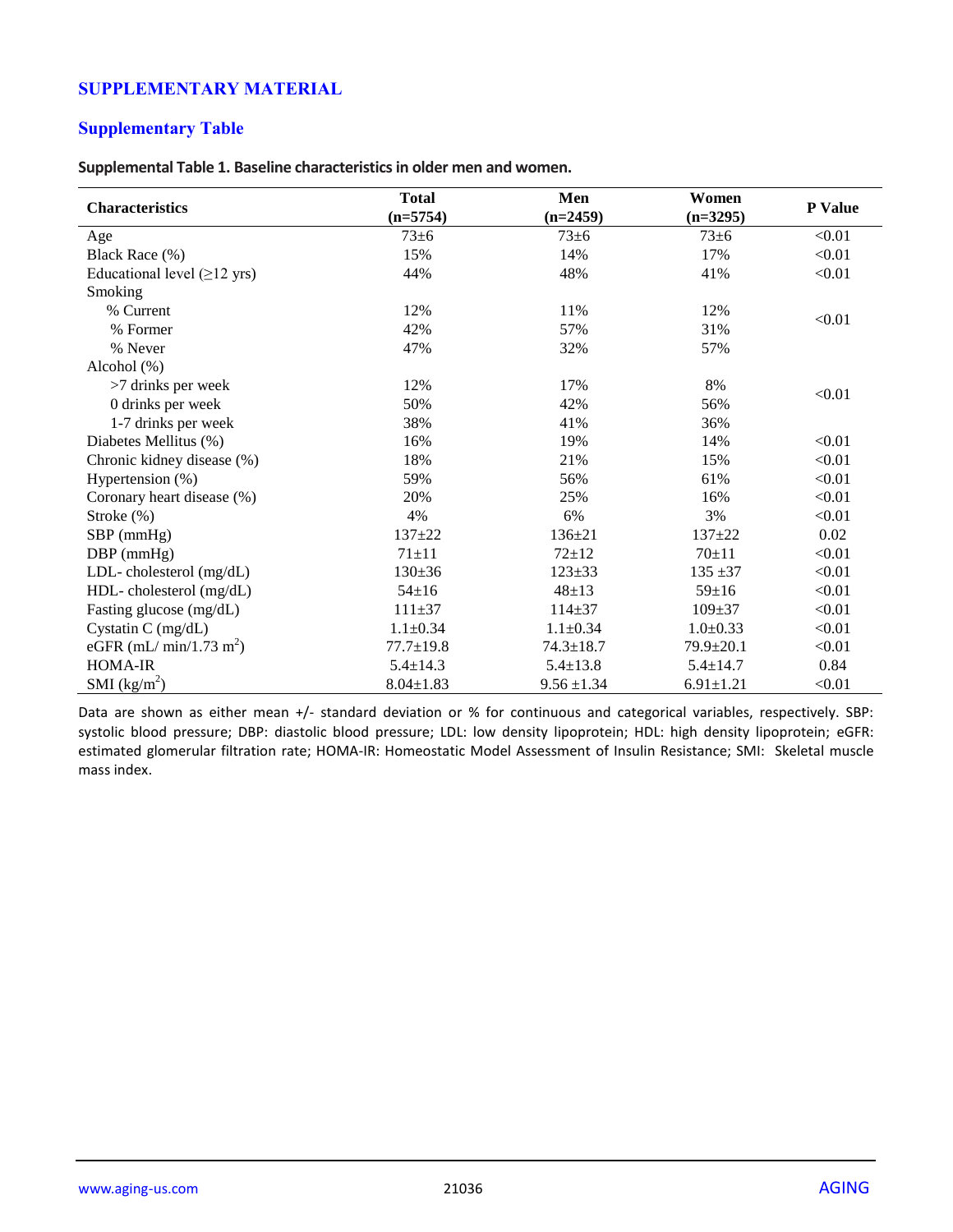## SUPPLEMENTARY MATERIAL

## Supplementary Table

**Supplemental Table 1. Baseline characteristics in older men and women.**

| Characteristics | Total (n=5754) | Men (n=2459) | Women (n=3295) | P Value |
|---|---|---|---|---|
| Age | 73±6 | 73±6 | 73±6 | <0.01 |
| Black Race (%) | 15% | 14% | 17% | <0.01 |
| Educational level (≥12 yrs) | 44% | 48% | 41% | <0.01 |
| Smoking | | | | |
| % Current | 12% | 11% | 12% | <0.01 |
| % Former | 42% | 57% | 31% | |
| % Never | 47% | 32% | 57% | |
| Alcohol (%) | | | | |
| >7 drinks per week | 12% | 17% | 8% | <0.01 |
| 0 drinks per week | 50% | 42% | 56% | |
| 1-7 drinks per week | 38% | 41% | 36% | |
| Diabetes Mellitus (%) | 16% | 19% | 14% | <0.01 |
| Chronic kidney disease (%) | 18% | 21% | 15% | <0.01 |
| Hypertension (%) | 59% | 56% | 61% | <0.01 |
| Coronary heart disease (%) | 20% | 25% | 16% | <0.01 |
| Stroke (%) | 4% | 6% | 3% | <0.01 |
| SBP (mmHg) | 137±22 | 136±21 | 137±22 | 0.02 |
| DBP (mmHg) | 71±11 | 72±12 | 70±11 | <0.01 |
| LDL- cholesterol (mg/dL) | 130±36 | 123±33 | 135 ±37 | <0.01 |
| HDL- cholesterol (mg/dL) | 54±16 | 48±13 | 59±16 | <0.01 |
| Fasting glucose (mg/dL) | 111±37 | 114±37 | 109±37 | <0.01 |
| Cystatin C (mg/dL) | 1.1±0.34 | 1.1±0.34 | 1.0±0.33 | <0.01 |
| eGFR (mL/ min/1.73 $m^2$) | 77.7±19.8 | 74.3±18.7 | 79.9±20.1 | <0.01 |
| HOMA-IR | 5.4±14.3 | 5.4±13.8 | 5.4±14.7 | 0.84 |
| SMI ($kg/m^2$) | 8.04±1.83 | 9.56 ±1.34 | 6.91±1.21 | <0.01 |

Data are shown as either mean +/- standard deviation or % for continuous and categorical variables, respectively. SBP: systolic blood pressure; DBP: diastolic blood pressure; LDL: low density lipoprotein; HDL: high density lipoprotein; eGFR: estimated glomerular filtration rate; HOMA-IR: Homeostatic Model Assessment of Insulin Resistance; SMI: Skeletal muscle mass index.